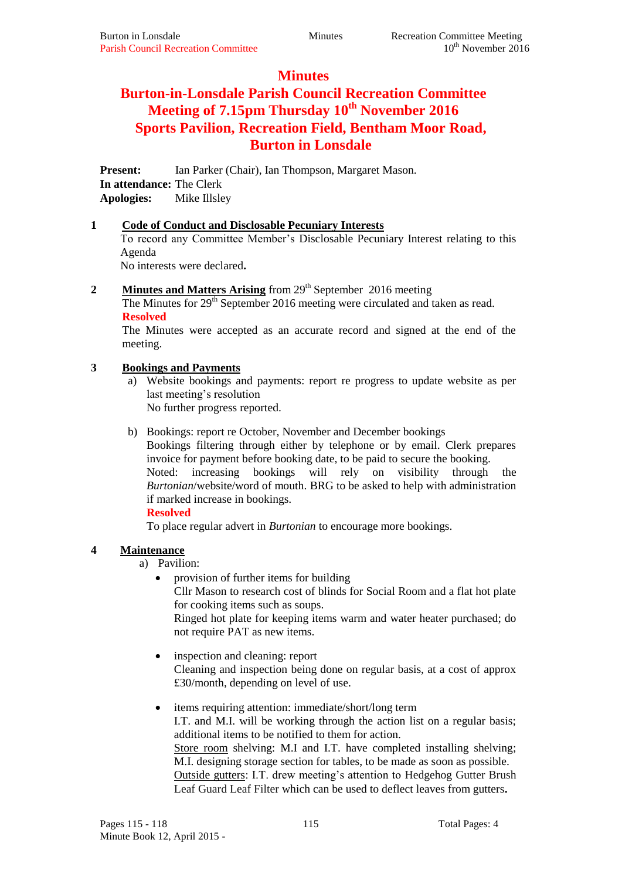# Minutes

# Burton-in-Lonsdale Parish Council Recreation Committee Meeting of 7.15pm Thursday 10th November 2016 Sports Pavilion, Recreation Field, Bentham Moor Road, Burton in Lonsdale

**Present:** Ian Parker (Chair), Ian Thompson, Margaret Mason.
**In attendance:** The Clerk
**Apologies:** Mike Illsley

**1 Code of Conduct and Disclosable Pecuniary Interests**

To record any Committee Member's Disclosable Pecuniary Interest relating to this Agenda

No interests were declared**.**

**2 Minutes and Matters Arising** from 29th September 2016 meeting

The Minutes for 29th September 2016 meeting were circulated and taken as read.

**Resolved**

The Minutes were accepted as an accurate record and signed at the end of the meeting.

**3 Bookings and Payments**

a) Website bookings and payments: report re progress to update website as per last meeting's resolution

No further progress reported.

b) Bookings: report re October, November and December bookings

Bookings filtering through either by telephone or by email. Clerk prepares invoice for payment before booking date, to be paid to secure the booking.

Noted: increasing bookings will rely on visibility through the *Burtonian*/website/word of mouth. BRG to be asked to help with administration if marked increase in bookings.

**Resolved**

To place regular advert in *Burtonian* to encourage more bookings.

**4 Maintenance**

a) Pavilion:

- provision of further items for building

  Cllr Mason to research cost of blinds for Social Room and a flat hot plate for cooking items such as soups.

  Ringed hot plate for keeping items warm and water heater purchased; do not require PAT as new items.

- inspection and cleaning: report

  Cleaning and inspection being done on regular basis, at a cost of approx £30/month, depending on level of use.

- items requiring attention: immediate/short/long term

  I.T. and M.I. will be working through the action list on a regular basis; additional items to be notified to them for action.

  Store room shelving: M.I and I.T. have completed installing shelving; M.I. designing storage section for tables, to be made as soon as possible.

  Outside gutters: I.T. drew meeting's attention to Hedgehog Gutter Brush Leaf Guard Leaf Filter which can be used to deflect leaves from gutters**.**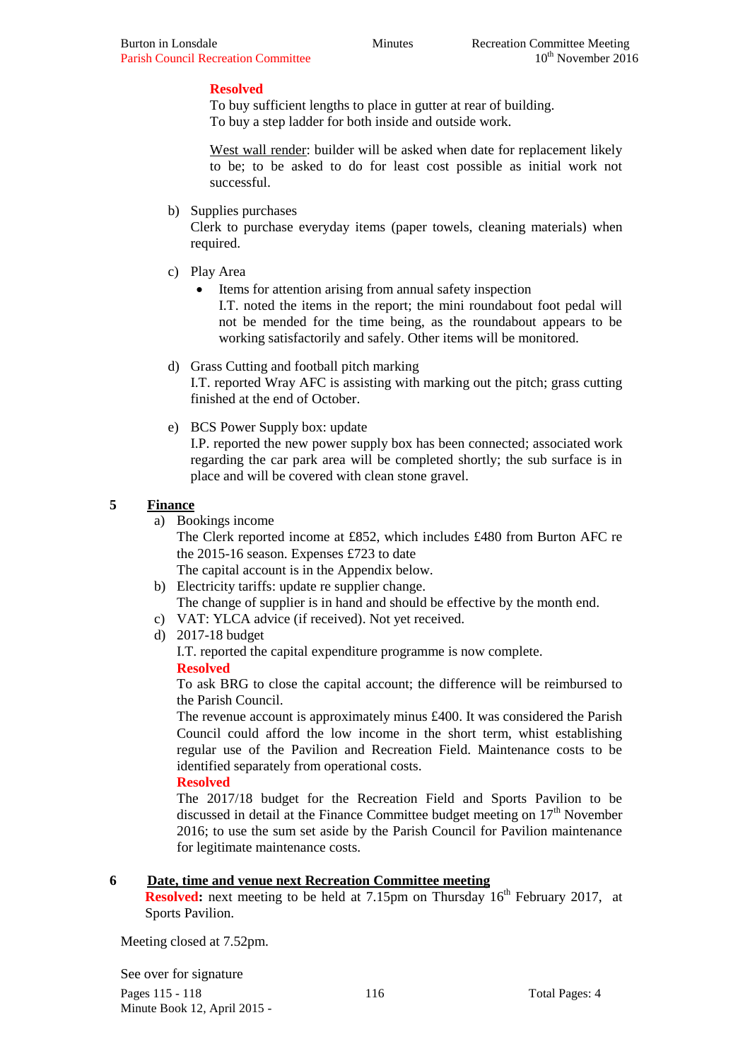**Resolved**
To buy sufficient lengths to place in gutter at rear of building.
To buy a step ladder for both inside and outside work.

West wall render: builder will be asked when date for replacement likely to be; to be asked to do for least cost possible as initial work not successful.

b) Supplies purchases
Clerk to purchase everyday items (paper towels, cleaning materials) when required.

c) Play Area
- Items for attention arising from annual safety inspection
I.T. noted the items in the report; the mini roundabout foot pedal will not be mended for the time being, as the roundabout appears to be working satisfactorily and safely. Other items will be monitored.

d) Grass Cutting and football pitch marking
I.T. reported Wray AFC is assisting with marking out the pitch; grass cutting finished at the end of October.

e) BCS Power Supply box: update
I.P. reported the new power supply box has been connected; associated work regarding the car park area will be completed shortly; the sub surface is in place and will be covered with clean stone gravel.

## 5 Finance

a) Bookings income
The Clerk reported income at £852, which includes £480 from Burton AFC re the 2015-16 season. Expenses £723 to date
The capital account is in the Appendix below.

b) Electricity tariffs: update re supplier change.
The change of supplier is in hand and should be effective by the month end.

c) VAT: YLCA advice (if received). Not yet received.

d) 2017-18 budget
I.T. reported the capital expenditure programme is now complete.
**Resolved**
To ask BRG to close the capital account; the difference will be reimbursed to the Parish Council.
The revenue account is approximately minus £400. It was considered the Parish Council could afford the low income in the short term, whist establishing regular use of the Pavilion and Recreation Field. Maintenance costs to be identified separately from operational costs.
**Resolved**
The 2017/18 budget for the Recreation Field and Sports Pavilion to be discussed in detail at the Finance Committee budget meeting on 17th November 2016; to use the sum set aside by the Parish Council for Pavilion maintenance for legitimate maintenance costs.

## 6 Date, time and venue next Recreation Committee meeting

**Resolved:** next meeting to be held at 7.15pm on Thursday 16th February 2017, at Sports Pavilion.

Meeting closed at 7.52pm.

See over for signature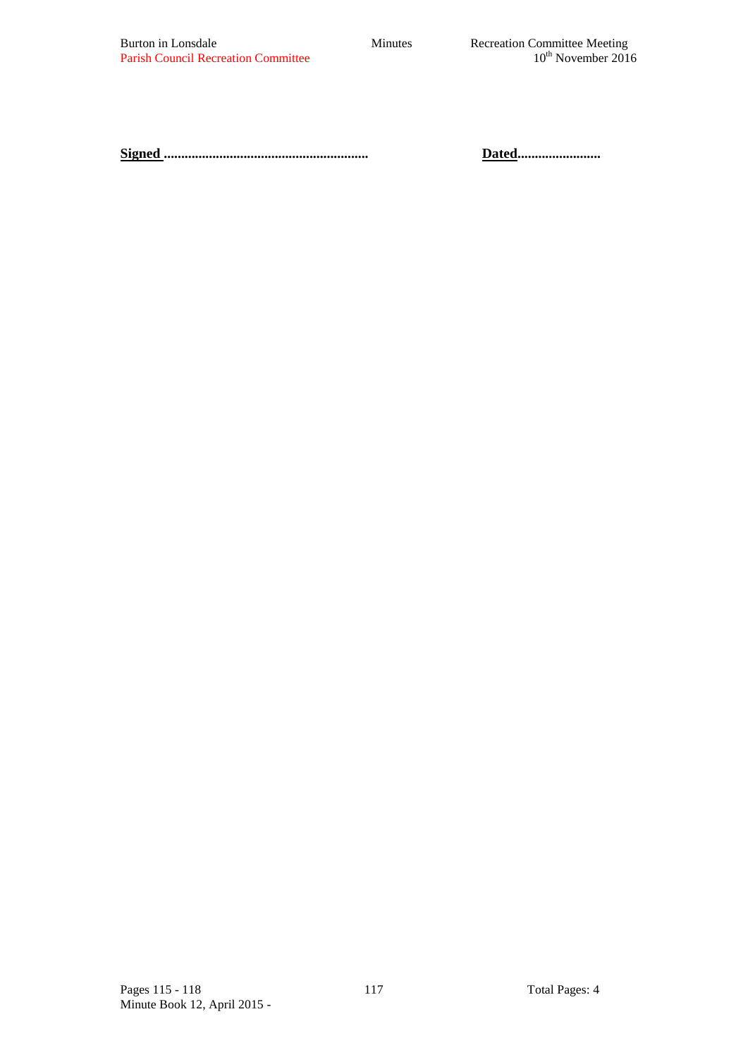**Signed ............................................................** **Dated........................**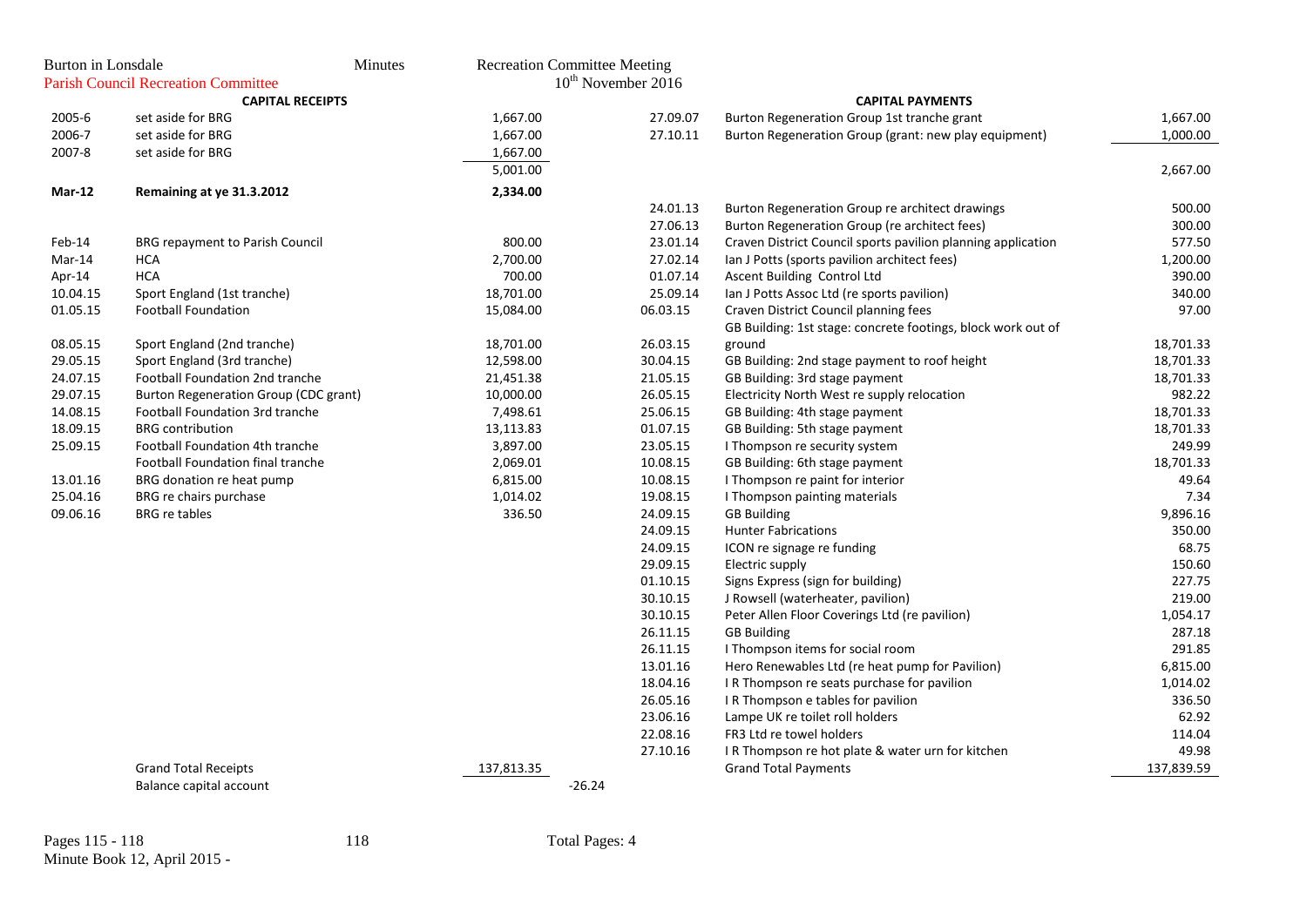## CAPITAL RECEIPTS / CAPITAL PAYMENTS

| | | | | | |
|---|---|---|---|---|---|
| | **CAPITAL RECEIPTS** | | | **CAPITAL PAYMENTS** | |
| 2005-6 | set aside for BRG | 1,667.00 | 27.09.07 | Burton Regeneration Group 1st tranche grant | 1,667.00 |
| 2006-7 | set aside for BRG | 1,667.00 | 27.10.11 | Burton Regeneration Group (grant: new play equipment) | 1,000.00 |
| 2007-8 | set aside for BRG | 1,667.00 | | | |
| | | 5,001.00 | | | 2,667.00 |
| **Mar-12** | **Remaining at ye 31.3.2012** | **2,334.00** | | | |
| | | | 24.01.13 | Burton Regeneration Group re architect drawings | 500.00 |
| | | | 27.06.13 | Burton Regeneration Group (re architect fees) | 300.00 |
| Feb-14 | BRG repayment to Parish Council | 800.00 | 23.01.14 | Craven District Council sports pavilion planning application | 577.50 |
| Mar-14 | HCA | 2,700.00 | 27.02.14 | Ian J Potts (sports pavilion architect fees) | 1,200.00 |
| Apr-14 | HCA | 700.00 | 01.07.14 | Ascent Building Control Ltd | 390.00 |
| 10.04.15 | Sport England (1st tranche) | 18,701.00 | 25.09.14 | Ian J Potts Assoc Ltd (re sports pavilion) | 340.00 |
| 01.05.15 | Football Foundation | 15,084.00 | 06.03.15 | Craven District Council planning fees | 97.00 |
| 08.05.15 | Sport England (2nd tranche) | 18,701.00 | 26.03.15 | GB Building: 1st stage: concrete footings, block work out of ground | 18,701.33 |
| 29.05.15 | Sport England (3rd tranche) | 12,598.00 | 30.04.15 | GB Building: 2nd stage payment to roof height | 18,701.33 |
| 24.07.15 | Football Foundation 2nd tranche | 21,451.38 | 21.05.15 | GB Building: 3rd stage payment | 18,701.33 |
| 29.07.15 | Burton Regeneration Group (CDC grant) | 10,000.00 | 26.05.15 | Electricity North West re supply relocation | 982.22 |
| 14.08.15 | Football Foundation 3rd tranche | 7,498.61 | 25.06.15 | GB Building: 4th stage payment | 18,701.33 |
| 18.09.15 | BRG contribution | 13,113.83 | 01.07.15 | GB Building: 5th stage payment | 18,701.33 |
| 25.09.15 | Football Foundation 4th tranche | 3,897.00 | 23.05.15 | I Thompson re security system | 249.99 |
| | Football Foundation final tranche | 2,069.01 | 10.08.15 | GB Building: 6th stage payment | 18,701.33 |
| 13.01.16 | BRG donation re heat pump | 6,815.00 | 10.08.15 | I Thompson re paint for interior | 49.64 |
| 25.04.16 | BRG re chairs purchase | 1,014.02 | 19.08.15 | I Thompson painting materials | 7.34 |
| 09.06.16 | BRG re tables | 336.50 | 24.09.15 | GB Building | 9,896.16 |
| | | | 24.09.15 | Hunter Fabrications | 350.00 |
| | | | 24.09.15 | ICON re signage re funding | 68.75 |
| | | | 29.09.15 | Electric supply | 150.60 |
| | | | 01.10.15 | Signs Express (sign for building) | 227.75 |
| | | | 30.10.15 | J Rowsell (waterheater, pavilion) | 219.00 |
| | | | 30.10.15 | Peter Allen Floor Coverings Ltd (re pavilion) | 1,054.17 |
| | | | 26.11.15 | GB Building | 287.18 |
| | | | 26.11.15 | I Thompson items for social room | 291.85 |
| | | | 13.01.16 | Hero Renewables Ltd (re heat pump for Pavilion) | 6,815.00 |
| | | | 18.04.16 | I R Thompson re seats purchase for pavilion | 1,014.02 |
| | | | 26.05.16 | I R Thompson e tables for pavilion | 336.50 |
| | | | 23.06.16 | Lampe UK re toilet roll holders | 62.92 |
| | | | 22.08.16 | FR3 Ltd re towel holders | 114.04 |
| | | | 27.10.16 | I R Thompson re hot plate & water urn for kitchen | 49.98 |
| | Grand Total Receipts | 137,813.35 | | Grand Total Payments | 137,839.59 |
| | Balance capital account | | -26.24 | | |